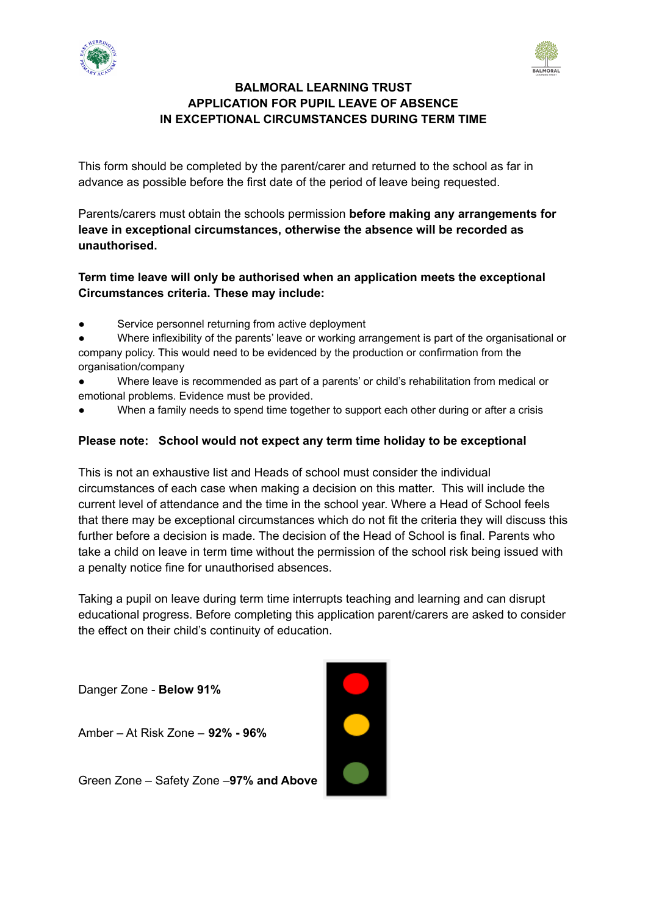# BALMORAL LEARNING TRUST
# APPLICATION FOR PUPIL LEAVE OF ABSENCE
# IN EXCEPTIONAL CIRCUMSTANCES DURING TERM TIME

This form should be completed by the parent/carer and returned to the school as far in advance as possible before the first date of the period of leave being requested.

Parents/carers must obtain the schools permission **before making any arrangements for leave in exceptional circumstances, otherwise the absence will be recorded as unauthorised.**

**Term time leave will only be authorised when an application meets the exceptional Circumstances criteria. These may include:**

- Service personnel returning from active deployment
- Where inflexibility of the parents' leave or working arrangement is part of the organisational or company policy. This would need to be evidenced by the production or confirmation from the organisation/company
- Where leave is recommended as part of a parents' or child's rehabilitation from medical or emotional problems. Evidence must be provided.
- When a family needs to spend time together to support each other during or after a crisis

**Please note: School would not expect any term time holiday to be exceptional**

This is not an exhaustive list and Heads of school must consider the individual circumstances of each case when making a decision on this matter. This will include the current level of attendance and the time in the school year. Where a Head of School feels that there may be exceptional circumstances which do not fit the criteria they will discuss this further before a decision is made. The decision of the Head of School is final. Parents who take a child on leave in term time without the permission of the school risk being issued with a penalty notice fine for unauthorised absences.

Taking a pupil on leave during term time interrupts teaching and learning and can disrupt educational progress. Before completing this application parent/carers are asked to consider the effect on their child's continuity of education.

Danger Zone - **Below 91%**

Amber – At Risk Zone – **92% - 96%**

Green Zone – Safety Zone –**97% and Above**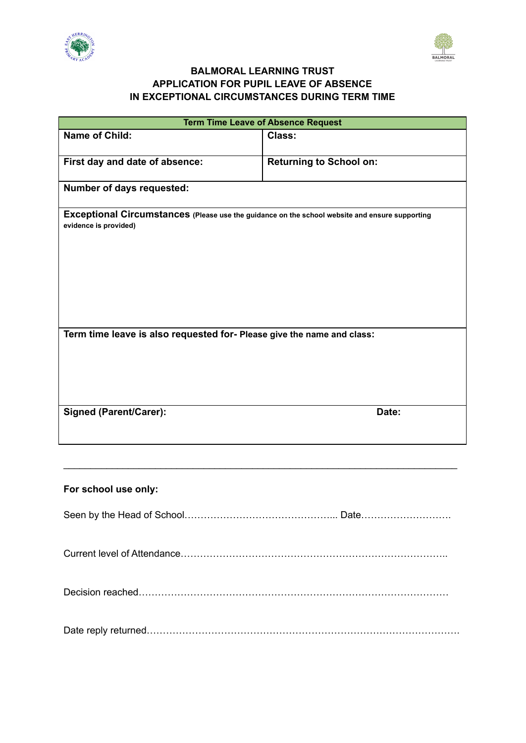# BALMORAL LEARNING TRUST
## APPLICATION FOR PUPIL LEAVE OF ABSENCE
## IN EXCEPTIONAL CIRCUMSTANCES DURING TERM TIME

| **Term Time Leave of Absence Request** | |
|---|---|
| **Name of Child:** | **Class:** |
| **First day and date of absence:** | **Returning to School on:** |
| **Number of days requested:** | |
| **Exceptional Circumstances** **(Please use the guidance on the school website and ensure supporting evidence is provided)** | |
| **Term time leave is also requested for- Please give the name and class:** | |
| **Signed (Parent/Carer):** | **Date:** |

---

**For school use only:**

Seen by the Head of School……….……………………….…….... Date……….…………….….

Current level of Attendance……………………………………………………………………..

Decision reached………………………………………………………………………………

Date reply returned…………………………………………………………………………………